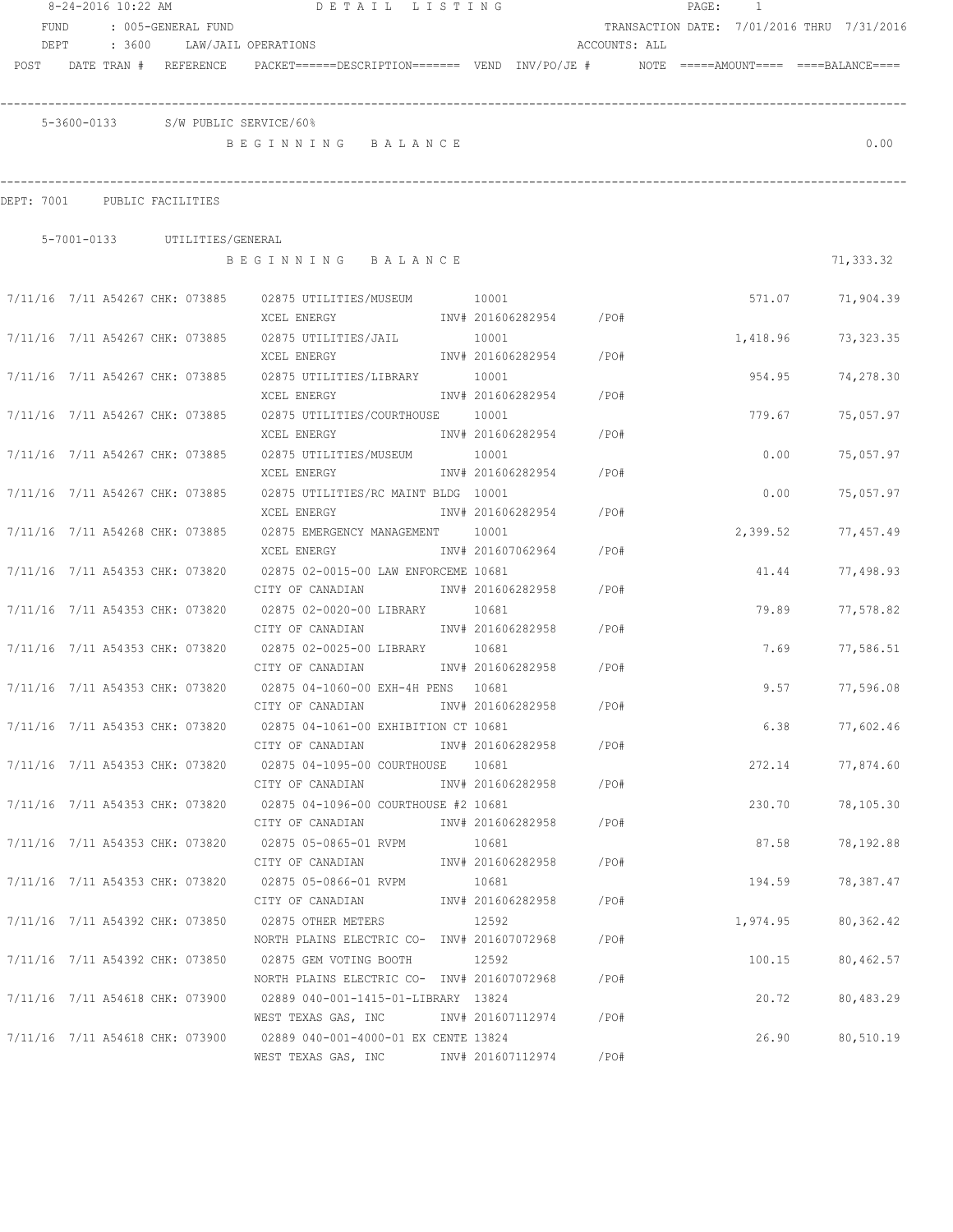8-24-2016 10:22 AM DETAIL LISTING

FUND : 005-GENERAL FUND TRANSACTION DATE: 7/01/2016 THRU 7/31/2016

DEPT : 3600 LAW/JAIL OPERATIONS ACCOUNTS: ALL

POST DATE TRAN # REFERENCE PACKET======DESCRIPTION======= VEND INV/PO/JE # NOTE =====AMOUNT==== ====BALANCE====

5-3600-0133 S/W PUBLIC SERVICE/60%

BEGINNING BALANCE 0.00

DEPT: 7001 PUBLIC FACILITIES

5-7001-0133 UTILITIES/GENERAL

BEGINNING BALANCE 71,333.32

| POST | DATE | TRAN # | REFERENCE | PACKET | DESCRIPTION | VEND | INV/PO/JE # | NOTE | AMOUNT | BALANCE |
|---|---|---|---|---|---|---|---|---|---|---|
| 7/11/16 | 7/11 | A54267 | CHK: 073885 | 02875 | UTILITIES/MUSEUM<br>XCEL ENERGY | 10001 | INV# 201606282954 /PO# | | 571.07 | 71,904.39 |
| 7/11/16 | 7/11 | A54267 | CHK: 073885 | 02875 | UTILITIES/JAIL<br>XCEL ENERGY | 10001 | INV# 201606282954 /PO# | | 1,418.96 | 73,323.35 |
| 7/11/16 | 7/11 | A54267 | CHK: 073885 | 02875 | UTILITIES/LIBRARY<br>XCEL ENERGY | 10001 | INV# 201606282954 /PO# | | 954.95 | 74,278.30 |
| 7/11/16 | 7/11 | A54267 | CHK: 073885 | 02875 | UTILITIES/COURTHOUSE<br>XCEL ENERGY | 10001 | INV# 201606282954 /PO# | | 779.67 | 75,057.97 |
| 7/11/16 | 7/11 | A54267 | CHK: 073885 | 02875 | UTILITIES/MUSEUM<br>XCEL ENERGY | 10001 | INV# 201606282954 /PO# | | 0.00 | 75,057.97 |
| 7/11/16 | 7/11 | A54267 | CHK: 073885 | 02875 | UTILITIES/RC MAINT BLDG<br>XCEL ENERGY | 10001 | INV# 201606282954 /PO# | | 0.00 | 75,057.97 |
| 7/11/16 | 7/11 | A54268 | CHK: 073885 | 02875 | EMERGENCY MANAGEMENT<br>XCEL ENERGY | 10001 | INV# 201607062964 /PO# | | 2,399.52 | 77,457.49 |
| 7/11/16 | 7/11 | A54353 | CHK: 073820 | 02875 | 02-0015-00 LAW ENFORCEME<br>CITY OF CANADIAN | 10681 | INV# 201606282958 /PO# | | 41.44 | 77,498.93 |
| 7/11/16 | 7/11 | A54353 | CHK: 073820 | 02875 | 02-0020-00 LIBRARY<br>CITY OF CANADIAN | 10681 | INV# 201606282958 /PO# | | 79.89 | 77,578.82 |
| 7/11/16 | 7/11 | A54353 | CHK: 073820 | 02875 | 02-0025-00 LIBRARY<br>CITY OF CANADIAN | 10681 | INV# 201606282958 /PO# | | 7.69 | 77,586.51 |
| 7/11/16 | 7/11 | A54353 | CHK: 073820 | 02875 | 04-1060-00 EXH-4H PENS<br>CITY OF CANADIAN | 10681 | INV# 201606282958 /PO# | | 9.57 | 77,596.08 |
| 7/11/16 | 7/11 | A54353 | CHK: 073820 | 02875 | 04-1061-00 EXHIBITION CT<br>CITY OF CANADIAN | 10681 | INV# 201606282958 /PO# | | 6.38 | 77,602.46 |
| 7/11/16 | 7/11 | A54353 | CHK: 073820 | 02875 | 04-1095-00 COURTHOUSE<br>CITY OF CANADIAN | 10681 | INV# 201606282958 /PO# | | 272.14 | 77,874.60 |
| 7/11/16 | 7/11 | A54353 | CHK: 073820 | 02875 | 04-1096-00 COURTHOUSE #2<br>CITY OF CANADIAN | 10681 | INV# 201606282958 /PO# | | 230.70 | 78,105.30 |
| 7/11/16 | 7/11 | A54353 | CHK: 073820 | 02875 | 05-0865-01 RVPM<br>CITY OF CANADIAN | 10681 | INV# 201606282958 /PO# | | 87.58 | 78,192.88 |
| 7/11/16 | 7/11 | A54353 | CHK: 073820 | 02875 | 05-0866-01 RVPM<br>CITY OF CANADIAN | 10681 | INV# 201606282958 /PO# | | 194.59 | 78,387.47 |
| 7/11/16 | 7/11 | A54392 | CHK: 073850 | 02875 | OTHER METERS<br>NORTH PLAINS ELECTRIC CO- | 12592 | INV# 201607072968 /PO# | | 1,974.95 | 80,362.42 |
| 7/11/16 | 7/11 | A54392 | CHK: 073850 | 02875 | GEM VOTING BOOTH<br>NORTH PLAINS ELECTRIC CO- | 12592 | INV# 201607072968 /PO# | | 100.15 | 80,462.57 |
| 7/11/16 | 7/11 | A54618 | CHK: 073900 | 02889 | 040-001-1415-01-LIBRARY<br>WEST TEXAS GAS, INC | 13824 | INV# 201607112974 /PO# | | 20.72 | 80,483.29 |
| 7/11/16 | 7/11 | A54618 | CHK: 073900 | 02889 | 040-001-4000-01 EX CENTE<br>WEST TEXAS GAS, INC | 13824 | INV# 201607112974 /PO# | | 26.90 | 80,510.19 |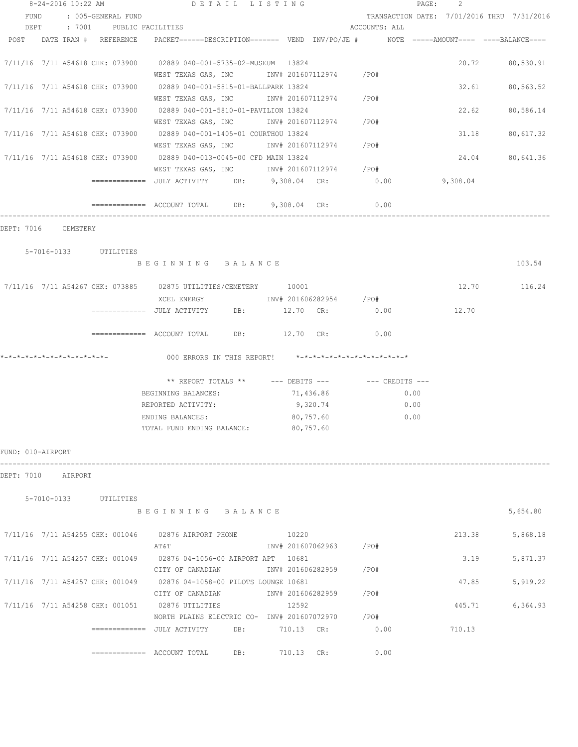8-24-2016 10:22 AM DETAIL LISTING

FUND : 005-GENERAL FUND TRANSACTION DATE: 7/01/2016 THRU 7/31/2016

DEPT : 7001 PUBLIC FACILITIES ACCOUNTS: ALL

| POST | DATE TRAN # | REFERENCE | PACKET======DESCRIPTION======= VEND INV/PO/JE # | NOTE | =====AMOUNT==== | ====BALANCE==== |
|---|---|---|---|---|---|---|
| 7/11/16 | 7/11 A54618 | CHK: 073900 | 02889 040-001-5735-02-MUSEUM 13824 WEST TEXAS GAS, INC INV# 201607112974 /PO# | | 20.72 | 80,530.91 |
| 7/11/16 | 7/11 A54618 | CHK: 073900 | 02889 040-001-5815-01-BALLPARK 13824 WEST TEXAS GAS, INC INV# 201607112974 /PO# | | 32.61 | 80,563.52 |
| 7/11/16 | 7/11 A54618 | CHK: 073900 | 02889 040-001-5810-01-PAVILION 13824 WEST TEXAS GAS, INC INV# 201607112974 /PO# | | 22.62 | 80,586.14 |
| 7/11/16 | 7/11 A54618 | CHK: 073900 | 02889 040-001-1405-01 COURTHOU 13824 WEST TEXAS GAS, INC INV# 201607112974 /PO# | | 31.18 | 80,617.32 |
| 7/11/16 | 7/11 A54618 | CHK: 073900 | 02889 040-013-0045-00 CFD MAIN 13824 WEST TEXAS GAS, INC INV# 201607112974 /PO# | | 24.04 | 80,641.36 |

============= JULY ACTIVITY DB: 9,308.04 CR: 0.00 9,308.04

============= ACCOUNT TOTAL DB: 9,308.04 CR: 0.00

DEPT: 7016 CEMETERY

5-7016-0133 UTILITIES

B E G I N N I N G B A L A N C E 103.54

| POST | DATE TRAN # | REFERENCE | DESCRIPTION | NOTE | AMOUNT | BALANCE |
|---|---|---|---|---|---|---|
| 7/11/16 | 7/11 A54267 | CHK: 073885 | 02875 UTILITIES/CEMETERY 10001 XCEL ENERGY INV# 201606282954 /PO# | | 12.70 | 116.24 |

============= JULY ACTIVITY DB: 12.70 CR: 0.00 12.70

============= ACCOUNT TOTAL DB: 12.70 CR: 0.00

*-*-*-*-*-*-*-*-*-*-*-*-*- 000 ERRORS IN THIS REPORT! *-*-*-*-*-*-*-*-*-*-*-*-*-*

| ** REPORT TOTALS ** | --- DEBITS --- | --- CREDITS --- |
|---|---|---|
| BEGINNING BALANCES: | 71,436.86 | 0.00 |
| REPORTED ACTIVITY: | 9,320.74 | 0.00 |
| ENDING BALANCES: | 80,757.60 | 0.00 |
| TOTAL FUND ENDING BALANCE: | 80,757.60 | |

FUND: 010-AIRPORT

DEPT: 7010 AIRPORT

5-7010-0133 UTILITIES

B E G I N N I N G B A L A N C E 5,654.80

| POST | DATE TRAN # | REFERENCE | DESCRIPTION | NOTE | AMOUNT | BALANCE |
|---|---|---|---|---|---|---|
| 7/11/16 | 7/11 A54255 | CHK: 001046 | 02876 AIRPORT PHONE 10220 AT&T INV# 201607062963 /PO# | | 213.38 | 5,868.18 |
| 7/11/16 | 7/11 A54257 | CHK: 001049 | 02876 04-1056-00 AIRPORT APT 10681 CITY OF CANADIAN INV# 201606282959 /PO# | | 3.19 | 5,871.37 |
| 7/11/16 | 7/11 A54257 | CHK: 001049 | 02876 04-1058-00 PILOTS LOUNGE 10681 CITY OF CANADIAN INV# 201606282959 /PO# | | 47.85 | 5,919.22 |
| 7/11/16 | 7/11 A54258 | CHK: 001051 | 02876 UTILITIES 12592 NORTH PLAINS ELECTRIC CO- INV# 201607072970 /PO# | | 445.71 | 6,364.93 |

============= JULY ACTIVITY DB: 710.13 CR: 0.00 710.13

============= ACCOUNT TOTAL DB: 710.13 CR: 0.00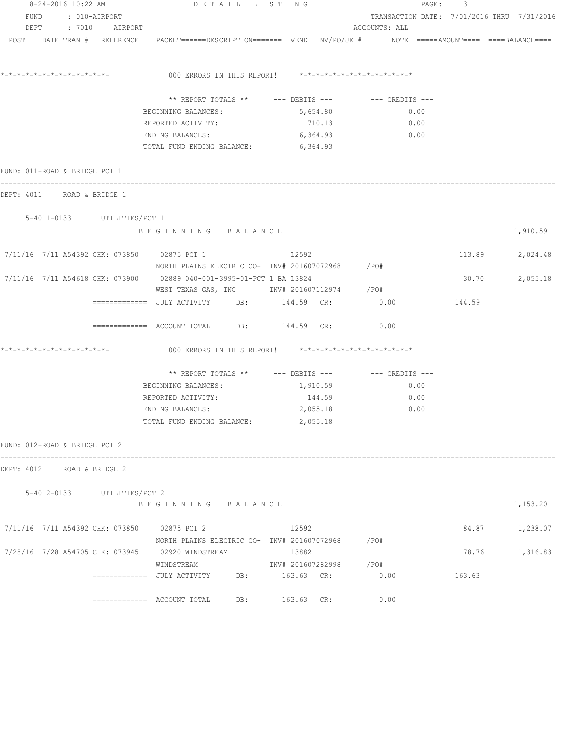8-24-2016 10:22 AM DETAIL LISTING PAGE: 3

FUND : 010-AIRPORT TRANSACTION DATE: 7/01/2016 THRU 7/31/2016

DEPT : 7010 AIRPORT ACCOUNTS: ALL

POST DATE TRAN # REFERENCE PACKET======DESCRIPTION======= VEND INV/PO/JE # NOTE =====AMOUNT==== ====BALANCE====

*-*-*-*-*-*-*-*-*-*-*-*-*-  000 ERRORS IN THIS REPORT!  *-*-*-*-*-*-*-*-*-*-*-*-*-*

| ** REPORT TOTALS ** | --- DEBITS --- | --- CREDITS --- |
|---|---|---|
| BEGINNING BALANCES: | 5,654.80 | 0.00 |
| REPORTED ACTIVITY: | 710.13 | 0.00 |
| ENDING BALANCES: | 6,364.93 | 0.00 |
| TOTAL FUND ENDING BALANCE: | 6,364.93 | |

FUND: 011-ROAD & BRIDGE PCT 1

DEPT: 4011 ROAD & BRIDGE 1

5-4011-0133 UTILITIES/PCT 1

BEGINNING BALANCE 1,910.59

| POST | DATE | TRAN # | REFERENCE | PACKET / DESCRIPTION | VEND | INV/PO/JE # | AMOUNT | BALANCE |
|---|---|---|---|---|---|---|---|---|
| 7/11/16 | 7/11 | A54392 | CHK: 073850 | 02875 PCT 1 | 12592 | | 113.89 | 2,024.48 |
| | | | | NORTH PLAINS ELECTRIC CO- | | INV# 201607072968 /PO# | | |
| 7/11/16 | 7/11 | A54618 | CHK: 073900 | 02889 040-001-3995-01-PCT 1 BA | 13824 | | 30.70 | 2,055.18 |
| | | | | WEST TEXAS GAS, INC | | INV# 201607112974 /PO# | | |

============= JULY ACTIVITY DB: 144.59 CR: 0.00 144.59

============= ACCOUNT TOTAL DB: 144.59 CR: 0.00

*-*-*-*-*-*-*-*-*-*-*-*-*-  000 ERRORS IN THIS REPORT!  *-*-*-*-*-*-*-*-*-*-*-*-*-*

| ** REPORT TOTALS ** | --- DEBITS --- | --- CREDITS --- |
|---|---|---|
| BEGINNING BALANCES: | 1,910.59 | 0.00 |
| REPORTED ACTIVITY: | 144.59 | 0.00 |
| ENDING BALANCES: | 2,055.18 | 0.00 |
| TOTAL FUND ENDING BALANCE: | 2,055.18 | |

FUND: 012-ROAD & BRIDGE PCT 2

DEPT: 4012 ROAD & BRIDGE 2

5-4012-0133 UTILITIES/PCT 2

BEGINNING BALANCE 1,153.20

| POST | DATE | TRAN # | REFERENCE | PACKET / DESCRIPTION | VEND | INV/PO/JE # | AMOUNT | BALANCE |
|---|---|---|---|---|---|---|---|---|
| 7/11/16 | 7/11 | A54392 | CHK: 073850 | 02875 PCT 2 | 12592 | | 84.87 | 1,238.07 |
| | | | | NORTH PLAINS ELECTRIC CO- | | INV# 201607072968 /PO# | | |
| 7/28/16 | 7/28 | A54705 | CHK: 073945 | 02920 WINDSTREAM | 13882 | | 78.76 | 1,316.83 |
| | | | | WINDSTREAM | | INV# 201607282998 /PO# | | |

============= JULY ACTIVITY DB: 163.63 CR: 0.00 163.63

============= ACCOUNT TOTAL DB: 163.63 CR: 0.00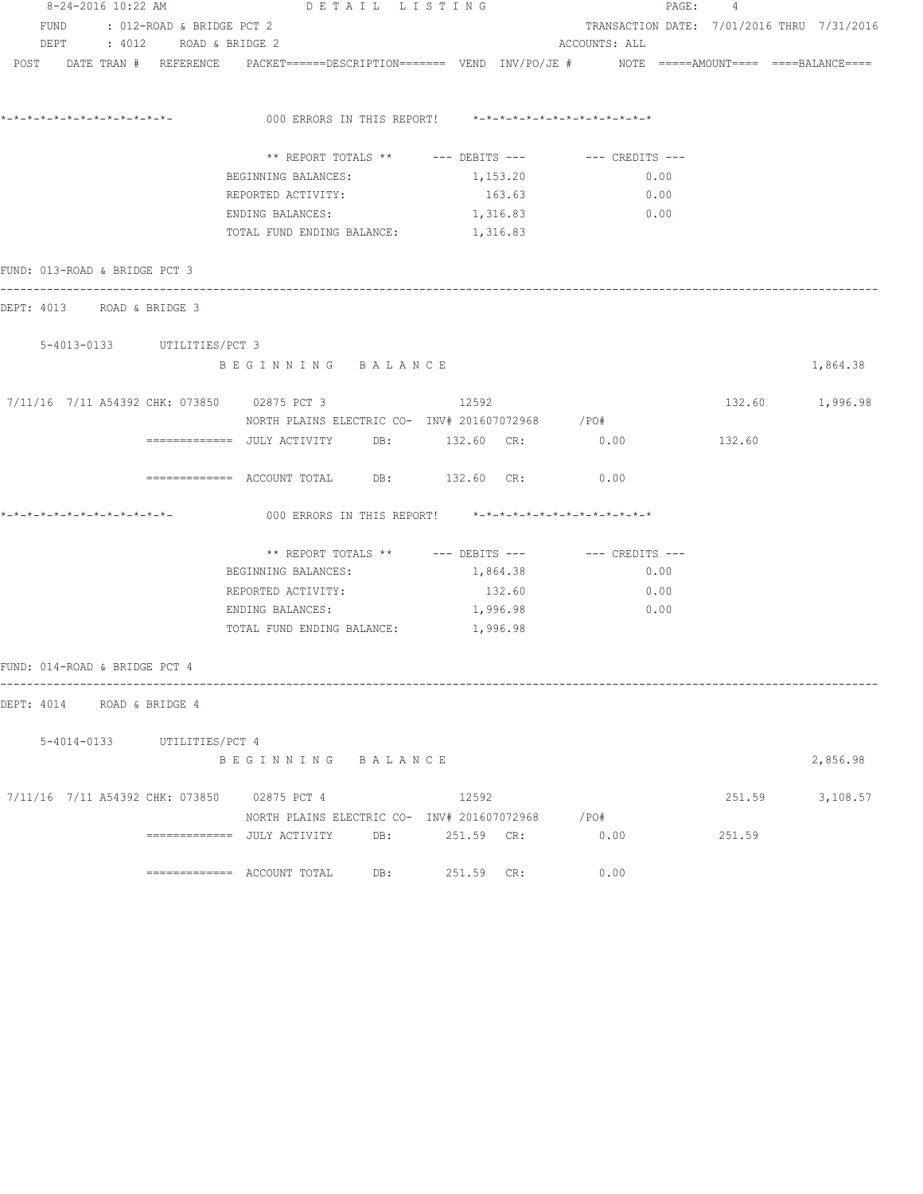FUND : 012-ROAD & BRIDGE PCT 2 TRANSACTION DATE: 7/01/2016 THRU 7/31/2016

DEPT : 4012 ROAD & BRIDGE 2 ACCOUNTS: ALL

POST DATE TRAN # REFERENCE PACKET======DESCRIPTION======= VEND INV/PO/JE # NOTE =====AMOUNT==== ====BALANCE====

*-*-*-*-*-*-*-*-*-*-*-*-*-*- 000 ERRORS IN THIS REPORT! *-*-*-*-*-*-*-*-*-*-*-*-*-*

| ** REPORT TOTALS ** | --- DEBITS --- | --- CREDITS --- |
|---|---|---|
| BEGINNING BALANCES: | 1,153.20 | 0.00 |
| REPORTED ACTIVITY: | 163.63 | 0.00 |
| ENDING BALANCES: | 1,316.83 | 0.00 |
| TOTAL FUND ENDING BALANCE: | 1,316.83 | |

FUND: 013-ROAD & BRIDGE PCT 3

---

DEPT: 4013 ROAD & BRIDGE 3

5-4013-0133 UTILITIES/PCT 3

B E G I N N I N G B A L A N C E 1,864.38

7/11/16 7/11 A54392 CHK: 073850 02875 PCT 3 12592 132.60 1,996.98

NORTH PLAINS ELECTRIC CO- INV# 201607072968 /PO#

============= JULY ACTIVITY DB: 132.60 CR: 0.00 132.60

============= ACCOUNT TOTAL DB: 132.60 CR: 0.00

*-*-*-*-*-*-*-*-*-*-*-*-*-*- 000 ERRORS IN THIS REPORT! *-*-*-*-*-*-*-*-*-*-*-*-*-*

| ** REPORT TOTALS ** | --- DEBITS --- | --- CREDITS --- |
|---|---|---|
| BEGINNING BALANCES: | 1,864.38 | 0.00 |
| REPORTED ACTIVITY: | 132.60 | 0.00 |
| ENDING BALANCES: | 1,996.98 | 0.00 |
| TOTAL FUND ENDING BALANCE: | 1,996.98 | |

FUND: 014-ROAD & BRIDGE PCT 4

---

DEPT: 4014 ROAD & BRIDGE 4

5-4014-0133 UTILITIES/PCT 4

B E G I N N I N G B A L A N C E 2,856.98

7/11/16 7/11 A54392 CHK: 073850 02875 PCT 4 12592 251.59 3,108.57

NORTH PLAINS ELECTRIC CO- INV# 201607072968 /PO#

============= JULY ACTIVITY DB: 251.59 CR: 0.00 251.59

============= ACCOUNT TOTAL DB: 251.59 CR: 0.00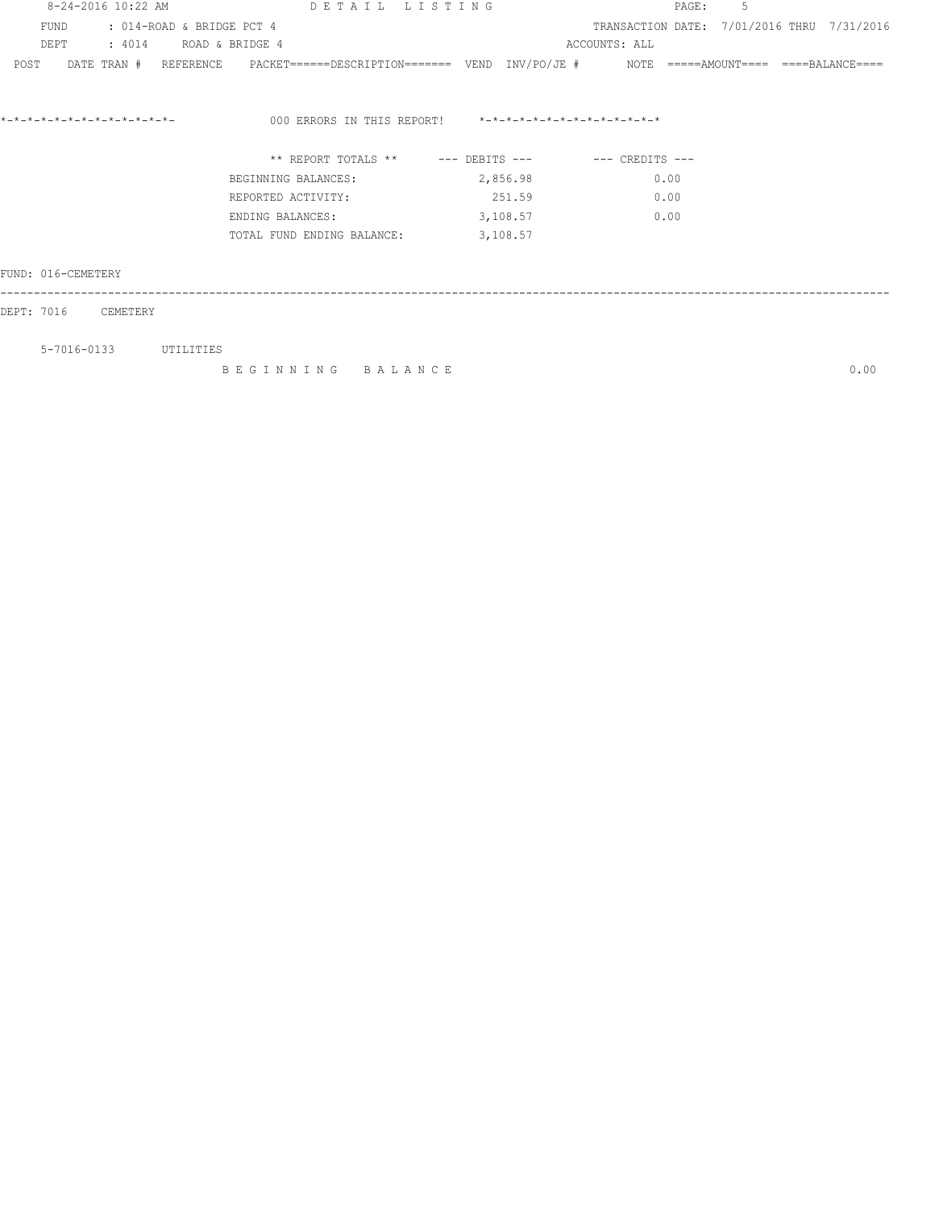8-24-2016 10:22 AM D E T A I L L I S T I N G PAGE: 5

FUND : 014-ROAD & BRIDGE PCT 4 TRANSACTION DATE: 7/01/2016 THRU 7/31/2016

DEPT : 4014 ROAD & BRIDGE 4 ACCOUNTS: ALL

POST DATE TRAN # REFERENCE PACKET======DESCRIPTION======= VEND INV/PO/JE # NOTE =====AMOUNT==== ====BALANCE====

*-*-*-*-*-*-*-*-*-*-*-*-*-*- 000 ERRORS IN THIS REPORT! *-*-*-*-*-*-*-*-*-*-*-*-*-*

| ** REPORT TOTALS ** | --- DEBITS --- | --- CREDITS --- |
|---|---|---|
| BEGINNING BALANCES: | 2,856.98 | 0.00 |
| REPORTED ACTIVITY: | 251.59 | 0.00 |
| ENDING BALANCES: | 3,108.57 | 0.00 |
| TOTAL FUND ENDING BALANCE: | 3,108.57 | |

FUND: 016-CEMETERY

DEPT: 7016 CEMETERY

5-7016-0133 UTILITIES

B E G I N N I N G B A L A N C E 0.00